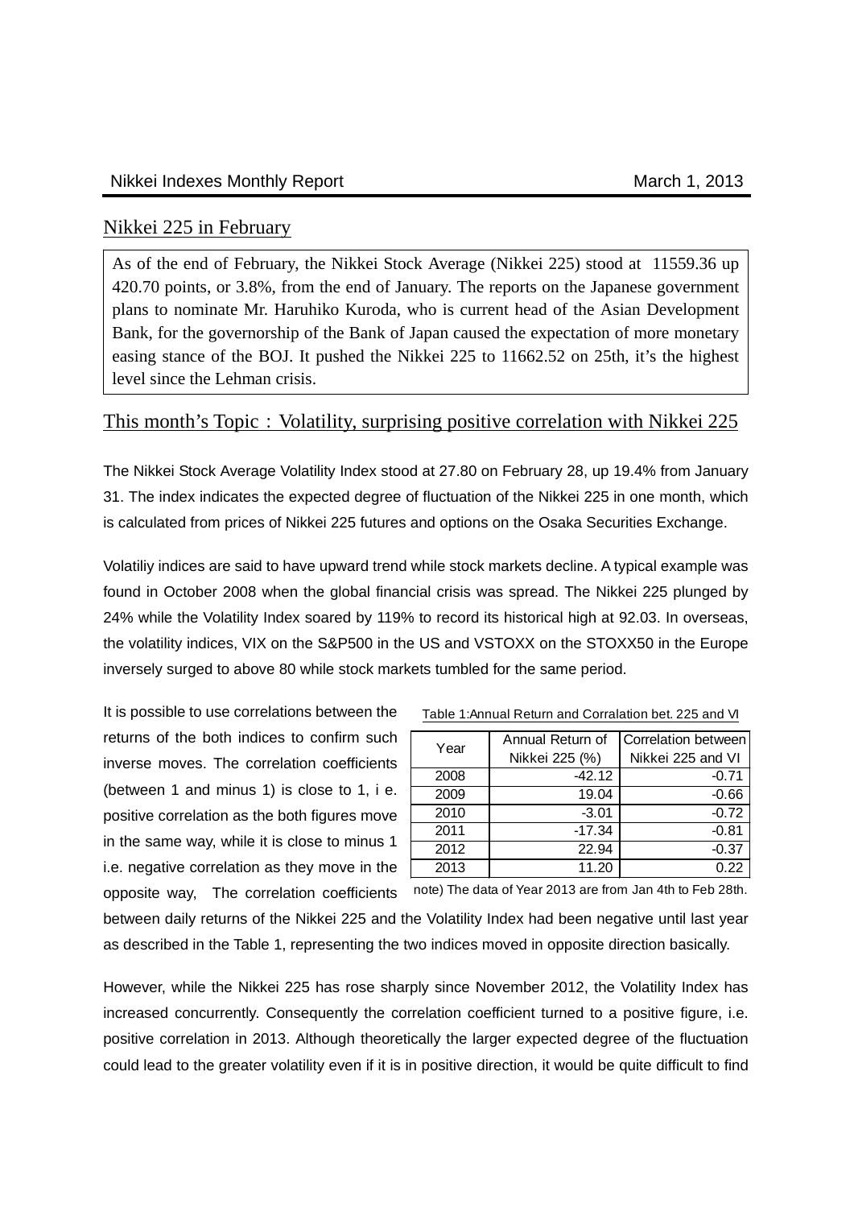Nikkei Indexes Monthly Report March 1, 2013

## Nikkei 225 in February

As of the end of February, the Nikkei Stock Average (Nikkei 225) stood at 11559.36 up 420.70 points, or 3.8%, from the end of January. The reports on the Japanese government plans to nominate Mr. Haruhiko Kuroda, who is current head of the Asian Development Bank, for the governorship of the Bank of Japan caused the expectation of more monetary easing stance of the BOJ. It pushed the Nikkei 225 to 11662.52 on 25th, it's the highest level since the Lehman crisis.

## This month's Topic：Volatility, surprising positive correlation with Nikkei 225

The Nikkei Stock Average Volatility Index stood at 27.80 on February 28, up 19.4% from January 31. The index indicates the expected degree of fluctuation of the Nikkei 225 in one month, which is calculated from prices of Nikkei 225 futures and options on the Osaka Securities Exchange.

Volatiliy indices are said to have upward trend while stock markets decline. A typical example was found in October 2008 when the global financial crisis was spread. The Nikkei 225 plunged by 24% while the Volatility Index soared by 119% to record its historical high at 92.03. In overseas, the volatility indices, VIX on the S&P500 in the US and VSTOXX on the STOXX50 in the Europe inversely surged to above 80 while stock markets tumbled for the same period.

It is possible to use correlations between the returns of the both indices to confirm such inverse moves. The correlation coefficients (between 1 and minus 1) is close to 1, i e. positive correlation as the both figures move in the same way, while it is close to minus 1 i.e. negative correlation as they move in the opposite way, The correlation coefficients between daily returns of the Nikkei 225 and the Volatility Index had been negative until last year as described in the Table 1, representing the two indices moved in opposite direction basically.

Table 1:Annual Return and Corralation bet. 225 and VI

| Year | Annual Return of Nikkei 225 (%) | Correlation between Nikkei 225 and VI |
|---|---|---|
| 2008 | -42.12 | -0.71 |
| 2009 | 19.04 | -0.66 |
| 2010 | -3.01 | -0.72 |
| 2011 | -17.34 | -0.81 |
| 2012 | 22.94 | -0.37 |
| 2013 | 11.20 | 0.22 |

note) The data of Year 2013 are from Jan 4th to Feb 28th.

However, while the Nikkei 225 has rose sharply since November 2012, the Volatility Index has increased concurrently. Consequently the correlation coefficient turned to a positive figure, i.e. positive correlation in 2013. Although theoretically the larger expected degree of the fluctuation could lead to the greater volatility even if it is in positive direction, it would be quite difficult to find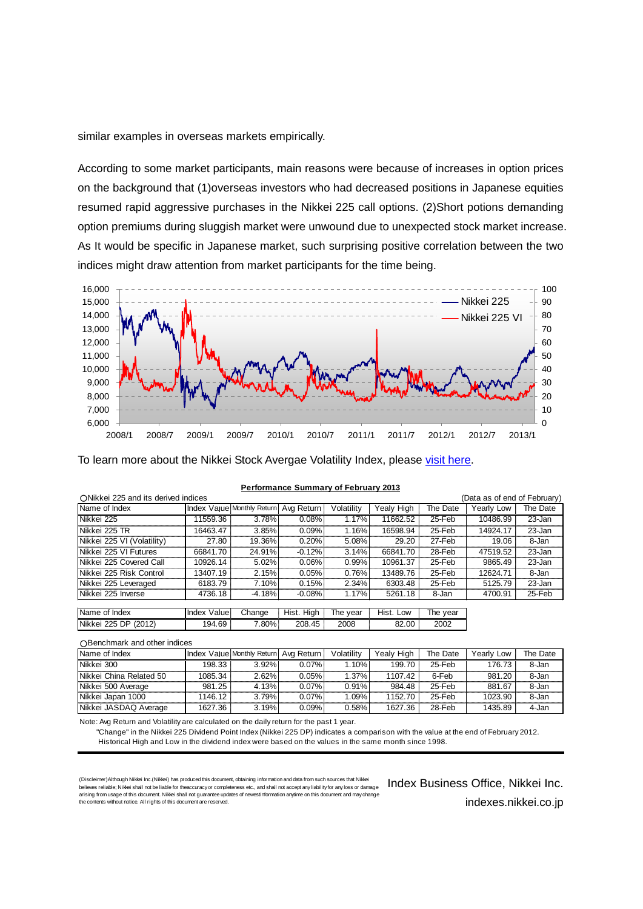similar examples in overseas markets empirically.

According to some market participants, main reasons were because of increases in option prices on the background that (1)overseas investors who had decreased positions in Japanese equities resumed rapid aggressive purchases in the Nikkei 225 call options. (2)Short potions demanding option premiums during sluggish market were unwound due to unexpected stock market increase. As It would be specific in Japanese market, such surprising positive correlation between the two indices might draw attention from market participants for the time being.

16,000
15,000
14,000
13,000
12,000
11,000
10,000
9,000
8,000
7,000
6,000

100
90
80
70
60
50
40
30
20
10
0

2008/1 2008/7 2009/1 2009/7 2010/1 2010/7 2011/1 2011/7 2012/1 2012/7 2013/1

Nikkei 225
Nikkei 225 VI

To learn more about the Nikkei Stock Avergae Volatility Index, please visit here.

**Performance Summary of February 2013**

○Nikkei 225 and its derived indices (Data as of end of February)

| Name of Index | Index Value | Monthly Return | Avg Return | Volatility | Yealy High | The Date | Yearly Low | The Date |
|---|---|---|---|---|---|---|---|---|
| Nikkei 225 | 11559.36 | 3.78% | 0.08% | 1.17% | 11662.52 | 25-Feb | 10486.99 | 23-Jan |
| Nikkei 225 TR | 16463.47 | 3.85% | 0.09% | 1.16% | 16598.94 | 25-Feb | 14924.17 | 23-Jan |
| Nikkei 225 VI (Volatility) | 27.80 | 19.36% | 0.20% | 5.08% | 29.20 | 27-Feb | 19.06 | 8-Jan |
| Nikkei 225 VI Futures | 66841.70 | 24.91% | -0.12% | 3.14% | 66841.70 | 28-Feb | 47519.52 | 23-Jan |
| Nikkei 225 Covered Call | 10926.14 | 5.02% | 0.06% | 0.99% | 10961.37 | 25-Feb | 9865.49 | 23-Jan |
| Nikkei 225 Risk Control | 13407.19 | 2.15% | 0.05% | 0.76% | 13489.76 | 25-Feb | 12624.71 | 8-Jan |
| Nikkei 225 Leveraged | 6183.79 | 7.10% | 0.15% | 2.34% | 6303.48 | 25-Feb | 5125.79 | 23-Jan |
| Nikkei 225 Inverse | 4736.18 | -4.18% | -0.08% | 1.17% | 5261.18 | 8-Jan | 4700.91 | 25-Feb |

| Name of Index | Index Value | Change | Hist. High | The year | Hist. Low | The year |
|---|---|---|---|---|---|---|
| Nikkei 225 DP (2012) | 194.69 | 7.80% | 208.45 | 2008 | 82.00 | 2002 |

○Benchmark and other indices

| Name of Index | Index Value | Monthly Return | Avg Return | Volatility | Yealy High | The Date | Yearly Low | The Date |
|---|---|---|---|---|---|---|---|---|
| Nikkei 300 | 198.33 | 3.92% | 0.07% | 1.10% | 199.70 | 25-Feb | 176.73 | 8-Jan |
| Nikkei China Related 50 | 1085.34 | 2.62% | 0.05% | 1.37% | 1107.42 | 6-Feb | 981.20 | 8-Jan |
| Nikkei 500 Average | 981.25 | 4.13% | 0.07% | 0.91% | 984.48 | 25-Feb | 881.67 | 8-Jan |
| Nikkei Japan 1000 | 1146.12 | 3.79% | 0.07% | 1.09% | 1152.70 | 25-Feb | 1023.90 | 8-Jan |
| Nikkei JASDAQ Average | 1627.36 | 3.19% | 0.09% | 0.58% | 1627.36 | 28-Feb | 1435.89 | 4-Jan |

Note: Avg Return and Volatility are calculated on the daily return for the past 1 year.
"Change" in the Nikkei 225 Dividend Point Index (Nikkei 225 DP) indicates a comparison with the value at the end of February 2012.
Historical High and Low in the dividend index were based on the values in the same month since 1998.

(Discleimer)Although Nikkei Inc.(Nikkei) has produced this document, obtaining information and data from such sources that Nikkei believes reliable; Nikkei shall not be liable for theaccuracy or completeness etc., and shall not accept any liability for any loss or damage arising from usage of this document. Nikkei shall not guarantee updates of newestinformation anytime on this document and may change the contents without notice. All rights of this document are reserved.

Index Business Office, Nikkei Inc.
indexes.nikkei.co.jp